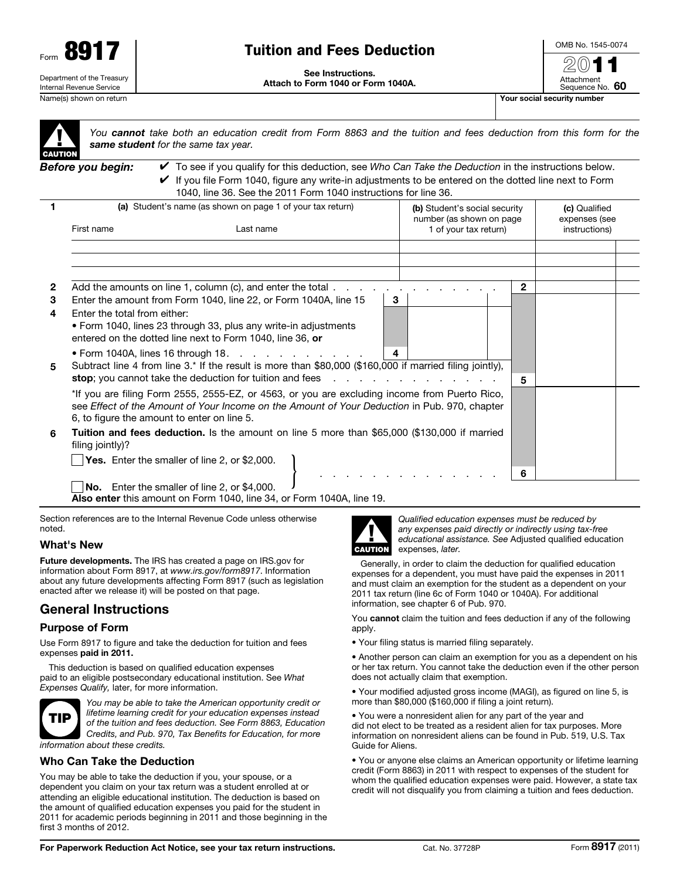Form **8917**

Department of the Treasury
Internal Revenue Service

# Tuition and Fees Deduction

**See Instructions.**
**Attach to Form 1040 or Form 1040A.**

OMB No. 1545-0074

**2011**

Attachment Sequence No. **60**

Name(s) shown on return | **Your social security number**

**CAUTION** *You **cannot** take both an education credit from Form 8863 and the tuition and fees deduction from this form for the **same student** for the same tax year.*

***Before you begin:***
- ✔ To see if you qualify for this deduction, see *Who Can Take the Deduction* in the instructions below.
- ✔ If you file Form 1040, figure any write-in adjustments to be entered on the dotted line next to Form 1040, line 36. See the 2011 Form 1040 instructions for line 36.

| 1 | (a) Student's name (as shown on page 1 of your tax return) First name | Last name | (b) Student's social security number (as shown on page 1 of your tax return) | (c) Qualified expenses (see instructions) |
|---|---|---|---|---|
| | | | | |
| | | | | |
| | | | | |

**2** Add the amounts on line 1, column (c), and enter the total . . . . . . . . . . . . **2**

**3** Enter the amount from Form 1040, line 22, or Form 1040A, line 15 . . . **3**

**4** Enter the total from either:
- Form 1040, lines 23 through 33, plus any write-in adjustments entered on the dotted line next to Form 1040, line 36, **or**
- Form 1040A, lines 16 through 18. . . . . . . . . . . . **4**

**5** Subtract line 4 from line 3.* If the result is more than $80,000 ($160,000 if married filing jointly), **stop**; you cannot take the deduction for tuition and fees . . . . . . . . . . . . **5**

*If you are filing Form 2555, 2555-EZ, or 4563, or you are excluding income from Puerto Rico, see *Effect of the Amount of Your Income on the Amount of Your Deduction* in Pub. 970, chapter 6, to figure the amount to enter on line 5.

**6** **Tuition and fees deduction.** Is the amount on line 5 more than $65,000 ($130,000 if married filing jointly)?

☐ **Yes.** Enter the smaller of line 2, or $2,000.

☐ **No.** Enter the smaller of line 2, or $4,000. . . . . . . . . . . . . **6**

**Also enter** this amount on Form 1040, line 34, or Form 1040A, line 19.

Section references are to the Internal Revenue Code unless otherwise noted.

## What's New

**Future developments.** The IRS has created a page on IRS.gov for information about Form 8917, at *www.irs.gov/form8917*. Information about any future developments affecting Form 8917 (such as legislation enacted after we release it) will be posted on that page.

## General Instructions

### Purpose of Form

Use Form 8917 to figure and take the deduction for tuition and fees expenses **paid in 2011.**

This deduction is based on qualified education expenses paid to an eligible postsecondary educational institution. See *What Expenses Qualify,* later, for more information.

**TIP** *You may be able to take the American opportunity credit or lifetime learning credit for your education expenses instead of the tuition and fees deduction. See Form 8863, Education Credits, and Pub. 970, Tax Benefits for Education, for more information about these credits.*

### Who Can Take the Deduction

You may be able to take the deduction if you, your spouse, or a dependent you claim on your tax return was a student enrolled at or attending an eligible educational institution. The deduction is based on the amount of qualified education expenses you paid for the student in 2011 for academic periods beginning in 2011 and those beginning in the first 3 months of 2012.

**CAUTION** *Qualified education expenses must be reduced by any expenses paid directly or indirectly using tax-free educational assistance. See* Adjusted qualified education expenses, *later.*

Generally, in order to claim the deduction for qualified education expenses for a dependent, you must have paid the expenses in 2011 and must claim an exemption for the student as a dependent on your 2011 tax return (line 6c of Form 1040 or 1040A). For additional information, see chapter 6 of Pub. 970.

You **cannot** claim the tuition and fees deduction if any of the following apply.

- Your filing status is married filing separately.
- Another person can claim an exemption for you as a dependent on his or her tax return. You cannot take the deduction even if the other person does not actually claim that exemption.
- Your modified adjusted gross income (MAGI), as figured on line 5, is more than $80,000 ($160,000 if filing a joint return).
- You were a nonresident alien for any part of the year and did not elect to be treated as a resident alien for tax purposes. More information on nonresident aliens can be found in Pub. 519, U.S. Tax Guide for Aliens.
- You or anyone else claims an American opportunity or lifetime learning credit (Form 8863) in 2011 with respect to expenses of the student for whom the qualified education expenses were paid. However, a state tax credit will not disqualify you from claiming a tuition and fees deduction.

**For Paperwork Reduction Act Notice, see your tax return instructions.** Cat. No. 37728P Form **8917** (2011)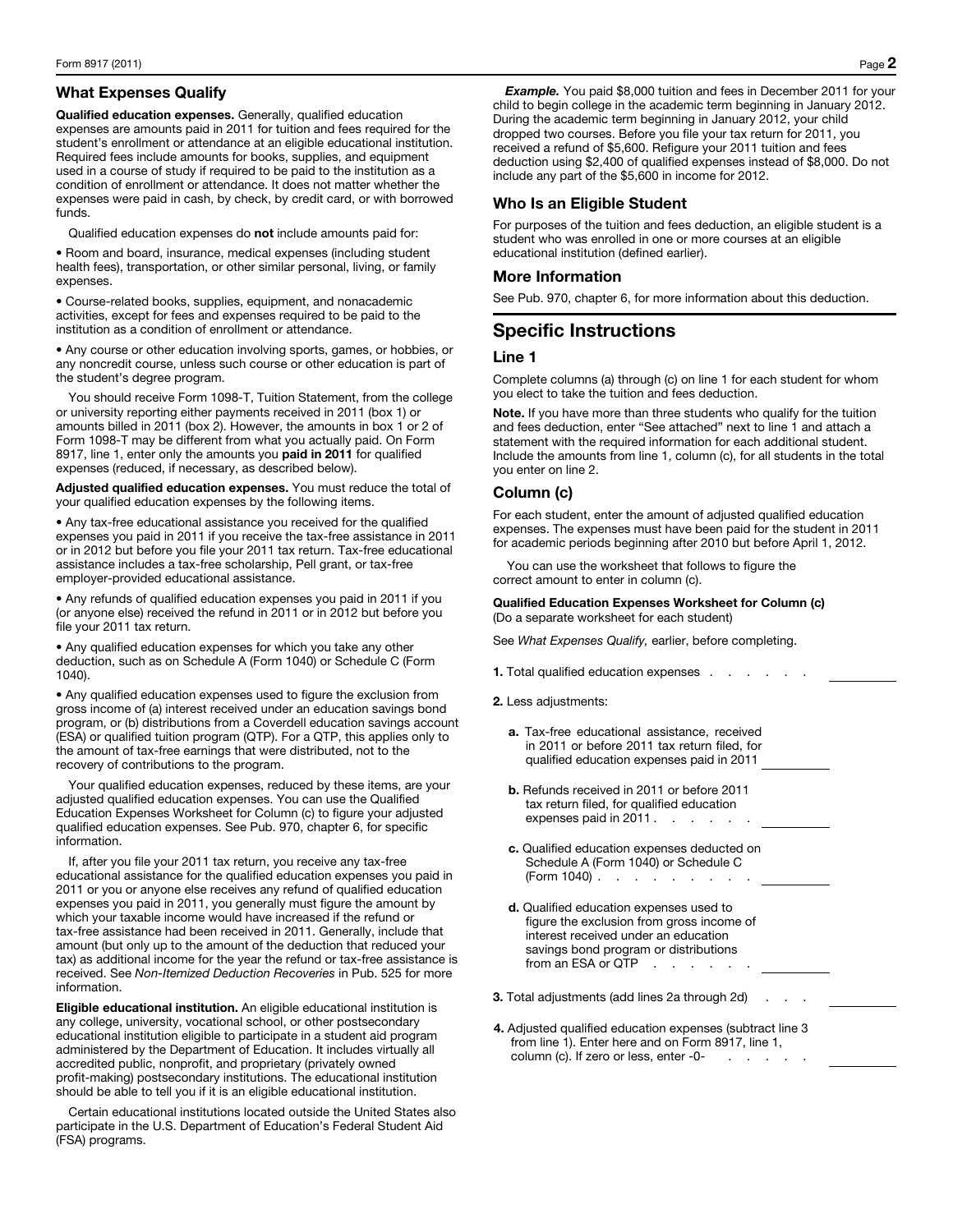## What Expenses Qualify

**Qualified education expenses.** Generally, qualified education expenses are amounts paid in 2011 for tuition and fees required for the student's enrollment or attendance at an eligible educational institution. Required fees include amounts for books, supplies, and equipment used in a course of study if required to be paid to the institution as a condition of enrollment or attendance. It does not matter whether the expenses were paid in cash, by check, by credit card, or with borrowed funds.

Qualified education expenses do **not** include amounts paid for:

- Room and board, insurance, medical expenses (including student health fees), transportation, or other similar personal, living, or family expenses.
- Course-related books, supplies, equipment, and nonacademic activities, except for fees and expenses required to be paid to the institution as a condition of enrollment or attendance.
- Any course or other education involving sports, games, or hobbies, or any noncredit course, unless such course or other education is part of the student's degree program.

You should receive Form 1098-T, Tuition Statement, from the college or university reporting either payments received in 2011 (box 1) or amounts billed in 2011 (box 2). However, the amounts in box 1 or 2 of Form 1098-T may be different from what you actually paid. On Form 8917, line 1, enter only the amounts you **paid in 2011** for qualified expenses (reduced, if necessary, as described below).

**Adjusted qualified education expenses.** You must reduce the total of your qualified education expenses by the following items.

- Any tax-free educational assistance you received for the qualified expenses you paid in 2011 if you receive the tax-free assistance in 2011 or in 2012 but before you file your 2011 tax return. Tax-free educational assistance includes a tax-free scholarship, Pell grant, or tax-free employer-provided educational assistance.
- Any refunds of qualified education expenses you paid in 2011 if you (or anyone else) received the refund in 2011 or in 2012 but before you file your 2011 tax return.
- Any qualified education expenses for which you take any other deduction, such as on Schedule A (Form 1040) or Schedule C (Form 1040).
- Any qualified education expenses used to figure the exclusion from gross income of (a) interest received under an education savings bond program, or (b) distributions from a Coverdell education savings account (ESA) or qualified tuition program (QTP). For a QTP, this applies only to the amount of tax-free earnings that were distributed, not to the recovery of contributions to the program.

Your qualified education expenses, reduced by these items, are your adjusted qualified education expenses. You can use the Qualified Education Expenses Worksheet for Column (c) to figure your adjusted qualified education expenses. See Pub. 970, chapter 6, for specific information.

If, after you file your 2011 tax return, you receive any tax-free educational assistance for the qualified education expenses you paid in 2011 or you or anyone else receives any refund of qualified education expenses you paid in 2011, you generally must figure the amount by which your taxable income would have increased if the refund or tax-free assistance had been received in 2011. Generally, include that amount (but only up to the amount of the deduction that reduced your tax) as additional income for the year the refund or tax-free assistance is received. See *Non-Itemized Deduction Recoveries* in Pub. 525 for more information.

**Eligible educational institution.** An eligible educational institution is any college, university, vocational school, or other postsecondary educational institution eligible to participate in a student aid program administered by the Department of Education. It includes virtually all accredited public, nonprofit, and proprietary (privately owned profit-making) postsecondary institutions. The educational institution should be able to tell you if it is an eligible educational institution.

Certain educational institutions located outside the United States also participate in the U.S. Department of Education's Federal Student Aid (FSA) programs.

***Example.*** You paid $8,000 tuition and fees in December 2011 for your child to begin college in the academic term beginning in January 2012. During the academic term beginning in January 2012, your child dropped two courses. Before you file your tax return for 2011, you received a refund of $5,600. Refigure your 2011 tuition and fees deduction using $2,400 of qualified expenses instead of $8,000. Do not include any part of the $5,600 in income for 2012.

## Who Is an Eligible Student

For purposes of the tuition and fees deduction, an eligible student is a student who was enrolled in one or more courses at an eligible educational institution (defined earlier).

## More Information

See Pub. 970, chapter 6, for more information about this deduction.

# Specific Instructions

## Line 1

Complete columns (a) through (c) on line 1 for each student for whom you elect to take the tuition and fees deduction.

**Note.** If you have more than three students who qualify for the tuition and fees deduction, enter "See attached" next to line 1 and attach a statement with the required information for each additional student. Include the amounts from line 1, column (c), for all students in the total you enter on line 2.

## Column (c)

For each student, enter the amount of adjusted qualified education expenses. The expenses must have been paid for the student in 2011 for academic periods beginning after 2010 but before April 1, 2012.

You can use the worksheet that follows to figure the correct amount to enter in column (c).

**Qualified Education Expenses Worksheet for Column (c)**
(Do a separate worksheet for each student)

See *What Expenses Qualify,* earlier, before completing.

**1.** Total qualified education expenses . . . . . . . ________

**2.** Less adjustments:

**a.** Tax-free educational assistance, received in 2011 or before 2011 tax return filed, for qualified education expenses paid in 2011 ________

**b.** Refunds received in 2011 or before 2011 tax return filed, for qualified education expenses paid in 2011 . . . . . . ________

**c.** Qualified education expenses deducted on Schedule A (Form 1040) or Schedule C (Form 1040) . . . . . . . . . ________

**d.** Qualified education expenses used to figure the exclusion from gross income of interest received under an education savings bond program or distributions from an ESA or QTP . . . . . . ________

**3.** Total adjustments (add lines 2a through 2d) . . . ________

**4.** Adjusted qualified education expenses (subtract line 3 from line 1). Enter here and on Form 8917, line 1, column (c). If zero or less, enter -0- . . . . . ________